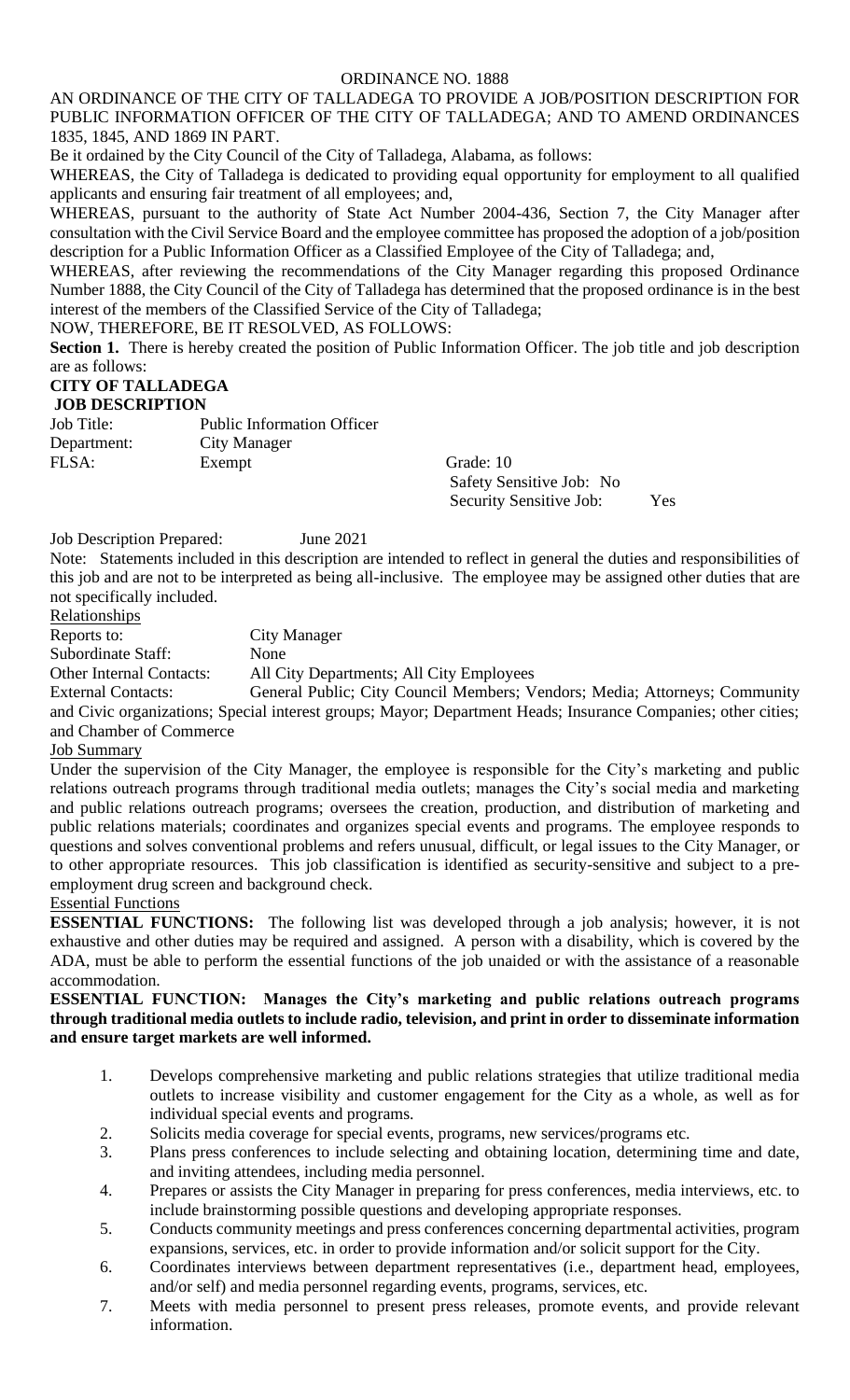ORDINANCE NO. 1888

AN ORDINANCE OF THE CITY OF TALLADEGA TO PROVIDE A JOB/POSITION DESCRIPTION FOR PUBLIC INFORMATION OFFICER OF THE CITY OF TALLADEGA; AND TO AMEND ORDINANCES 1835, 1845, AND 1869 IN PART.

Be it ordained by the City Council of the City of Talladega, Alabama, as follows:

WHEREAS, the City of Talladega is dedicated to providing equal opportunity for employment to all qualified applicants and ensuring fair treatment of all employees; and,

WHEREAS, pursuant to the authority of State Act Number 2004-436, Section 7, the City Manager after consultation with the Civil Service Board and the employee committee has proposed the adoption of a job/position description for a Public Information Officer as a Classified Employee of the City of Talladega; and,

WHEREAS, after reviewing the recommendations of the City Manager regarding this proposed Ordinance Number 1888, the City Council of the City of Talladega has determined that the proposed ordinance is in the best interest of the members of the Classified Service of the City of Talladega;

NOW, THEREFORE, BE IT RESOLVED, AS FOLLOWS:

**Section 1.** There is hereby created the position of Public Information Officer. The job title and job description are as follows:

**CITY OF TALLADEGA**
**JOB DESCRIPTION**

Job Title: Public Information Officer
Department: City Manager
FLSA: Exempt
Grade: 10
Safety Sensitive Job: No
Security Sensitive Job: Yes

Job Description Prepared: June 2021

Note: Statements included in this description are intended to reflect in general the duties and responsibilities of this job and are not to be interpreted as being all-inclusive. The employee may be assigned other duties that are not specifically included.

Relationships

Reports to: City Manager
Subordinate Staff: None
Other Internal Contacts: All City Departments; All City Employees
External Contacts: General Public; City Council Members; Vendors; Media; Attorneys; Community and Civic organizations; Special interest groups; Mayor; Department Heads; Insurance Companies; other cities; and Chamber of Commerce

Job Summary

Under the supervision of the City Manager, the employee is responsible for the City's marketing and public relations outreach programs through traditional media outlets; manages the City's social media and marketing and public relations outreach programs; oversees the creation, production, and distribution of marketing and public relations materials; coordinates and organizes special events and programs. The employee responds to questions and solves conventional problems and refers unusual, difficult, or legal issues to the City Manager, or to other appropriate resources. This job classification is identified as security-sensitive and subject to a pre-employment drug screen and background check.

Essential Functions

**ESSENTIAL FUNCTIONS:** The following list was developed through a job analysis; however, it is not exhaustive and other duties may be required and assigned. A person with a disability, which is covered by the ADA, must be able to perform the essential functions of the job unaided or with the assistance of a reasonable accommodation.

**ESSENTIAL FUNCTION: Manages the City's marketing and public relations outreach programs through traditional media outlets to include radio, television, and print in order to disseminate information and ensure target markets are well informed.**

1. Develops comprehensive marketing and public relations strategies that utilize traditional media outlets to increase visibility and customer engagement for the City as a whole, as well as for individual special events and programs.
2. Solicits media coverage for special events, programs, new services/programs etc.
3. Plans press conferences to include selecting and obtaining location, determining time and date, and inviting attendees, including media personnel.
4. Prepares or assists the City Manager in preparing for press conferences, media interviews, etc. to include brainstorming possible questions and developing appropriate responses.
5. Conducts community meetings and press conferences concerning departmental activities, program expansions, services, etc. in order to provide information and/or solicit support for the City.
6. Coordinates interviews between department representatives (i.e., department head, employees, and/or self) and media personnel regarding events, programs, services, etc.
7. Meets with media personnel to present press releases, promote events, and provide relevant information.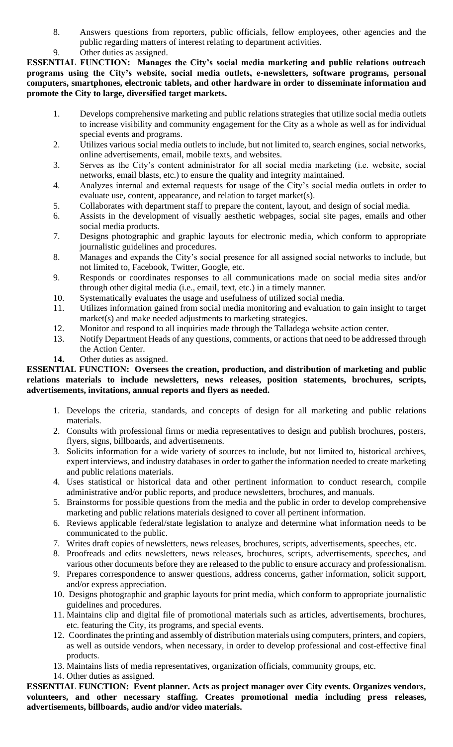8. Answers questions from reporters, public officials, fellow employees, other agencies and the public regarding matters of interest relating to department activities.
9. Other duties as assigned.

**ESSENTIAL FUNCTION: Manages the City's social media marketing and public relations outreach programs using the City's website, social media outlets, e-newsletters, software programs, personal computers, smartphones, electronic tablets, and other hardware in order to disseminate information and promote the City to large, diversified target markets.**

1. Develops comprehensive marketing and public relations strategies that utilize social media outlets to increase visibility and community engagement for the City as a whole as well as for individual special events and programs.
2. Utilizes various social media outlets to include, but not limited to, search engines, social networks, online advertisements, email, mobile texts, and websites.
3. Serves as the City's content administrator for all social media marketing (i.e. website, social networks, email blasts, etc.) to ensure the quality and integrity maintained.
4. Analyzes internal and external requests for usage of the City's social media outlets in order to evaluate use, content, appearance, and relation to target market(s).
5. Collaborates with department staff to prepare the content, layout, and design of social media.
6. Assists in the development of visually aesthetic webpages, social site pages, emails and other social media products.
7. Designs photographic and graphic layouts for electronic media, which conform to appropriate journalistic guidelines and procedures.
8. Manages and expands the City's social presence for all assigned social networks to include, but not limited to, Facebook, Twitter, Google, etc.
9. Responds or coordinates responses to all communications made on social media sites and/or through other digital media (i.e., email, text, etc.) in a timely manner.
10. Systematically evaluates the usage and usefulness of utilized social media.
11. Utilizes information gained from social media monitoring and evaluation to gain insight to target market(s) and make needed adjustments to marketing strategies.
12. Monitor and respond to all inquiries made through the Talladega website action center.
13. Notify Department Heads of any questions, comments, or actions that need to be addressed through the Action Center.
14. Other duties as assigned.

**ESSENTIAL FUNCTION: Oversees the creation, production, and distribution of marketing and public relations materials to include newsletters, news releases, position statements, brochures, scripts, advertisements, invitations, annual reports and flyers as needed.**

1. Develops the criteria, standards, and concepts of design for all marketing and public relations materials.
2. Consults with professional firms or media representatives to design and publish brochures, posters, flyers, signs, billboards, and advertisements.
3. Solicits information for a wide variety of sources to include, but not limited to, historical archives, expert interviews, and industry databases in order to gather the information needed to create marketing and public relations materials.
4. Uses statistical or historical data and other pertinent information to conduct research, compile administrative and/or public reports, and produce newsletters, brochures, and manuals.
5. Brainstorms for possible questions from the media and the public in order to develop comprehensive marketing and public relations materials designed to cover all pertinent information.
6. Reviews applicable federal/state legislation to analyze and determine what information needs to be communicated to the public.
7. Writes draft copies of newsletters, news releases, brochures, scripts, advertisements, speeches, etc.
8. Proofreads and edits newsletters, news releases, brochures, scripts, advertisements, speeches, and various other documents before they are released to the public to ensure accuracy and professionalism.
9. Prepares correspondence to answer questions, address concerns, gather information, solicit support, and/or express appreciation.
10. Designs photographic and graphic layouts for print media, which conform to appropriate journalistic guidelines and procedures.
11. Maintains clip and digital file of promotional materials such as articles, advertisements, brochures, etc. featuring the City, its programs, and special events.
12. Coordinates the printing and assembly of distribution materials using computers, printers, and copiers, as well as outside vendors, when necessary, in order to develop professional and cost-effective final products.
13. Maintains lists of media representatives, organization officials, community groups, etc.
14. Other duties as assigned.

**ESSENTIAL FUNCTION: Event planner. Acts as project manager over City events. Organizes vendors, volunteers, and other necessary staffing. Creates promotional media including press releases, advertisements, billboards, audio and/or video materials.**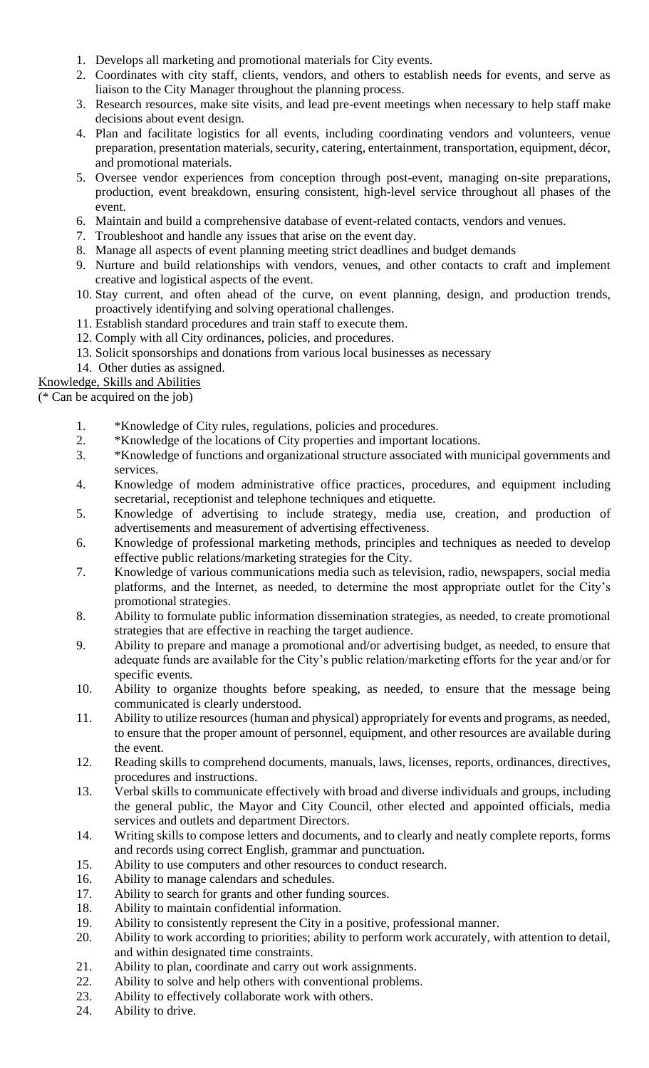1. Develops all marketing and promotional materials for City events.
2. Coordinates with city staff, clients, vendors, and others to establish needs for events, and serve as liaison to the City Manager throughout the planning process.
3. Research resources, make site visits, and lead pre-event meetings when necessary to help staff make decisions about event design.
4. Plan and facilitate logistics for all events, including coordinating vendors and volunteers, venue preparation, presentation materials, security, catering, entertainment, transportation, equipment, décor, and promotional materials.
5. Oversee vendor experiences from conception through post-event, managing on-site preparations, production, event breakdown, ensuring consistent, high-level service throughout all phases of the event.
6. Maintain and build a comprehensive database of event-related contacts, vendors and venues.
7. Troubleshoot and handle any issues that arise on the event day.
8. Manage all aspects of event planning meeting strict deadlines and budget demands
9. Nurture and build relationships with vendors, venues, and other contacts to craft and implement creative and logistical aspects of the event.
10. Stay current, and often ahead of the curve, on event planning, design, and production trends, proactively identifying and solving operational challenges.
11. Establish standard procedures and train staff to execute them.
12. Comply with all City ordinances, policies, and procedures.
13. Solicit sponsorships and donations from various local businesses as necessary
14. Other duties as assigned.

<u>Knowledge, Skills and Abilities</u>

(* Can be acquired on the job)

1. *Knowledge of City rules, regulations, policies and procedures.
2. *Knowledge of the locations of City properties and important locations.
3. *Knowledge of functions and organizational structure associated with municipal governments and services.
4. Knowledge of modem administrative office practices, procedures, and equipment including secretarial, receptionist and telephone techniques and etiquette.
5. Knowledge of advertising to include strategy, media use, creation, and production of advertisements and measurement of advertising effectiveness.
6. Knowledge of professional marketing methods, principles and techniques as needed to develop effective public relations/marketing strategies for the City.
7. Knowledge of various communications media such as television, radio, newspapers, social media platforms, and the Internet, as needed, to determine the most appropriate outlet for the City's promotional strategies.
8. Ability to formulate public information dissemination strategies, as needed, to create promotional strategies that are effective in reaching the target audience.
9. Ability to prepare and manage a promotional and/or advertising budget, as needed, to ensure that adequate funds are available for the City's public relation/marketing efforts for the year and/or for specific events.
10. Ability to organize thoughts before speaking, as needed, to ensure that the message being communicated is clearly understood.
11. Ability to utilize resources (human and physical) appropriately for events and programs, as needed, to ensure that the proper amount of personnel, equipment, and other resources are available during the event.
12. Reading skills to comprehend documents, manuals, laws, licenses, reports, ordinances, directives, procedures and instructions.
13. Verbal skills to communicate effectively with broad and diverse individuals and groups, including the general public, the Mayor and City Council, other elected and appointed officials, media services and outlets and department Directors.
14. Writing skills to compose letters and documents, and to clearly and neatly complete reports, forms and records using correct English, grammar and punctuation.
15. Ability to use computers and other resources to conduct research.
16. Ability to manage calendars and schedules.
17. Ability to search for grants and other funding sources.
18. Ability to maintain confidential information.
19. Ability to consistently represent the City in a positive, professional manner.
20. Ability to work according to priorities; ability to perform work accurately, with attention to detail, and within designated time constraints.
21. Ability to plan, coordinate and carry out work assignments.
22. Ability to solve and help others with conventional problems.
23. Ability to effectively collaborate work with others.
24. Ability to drive.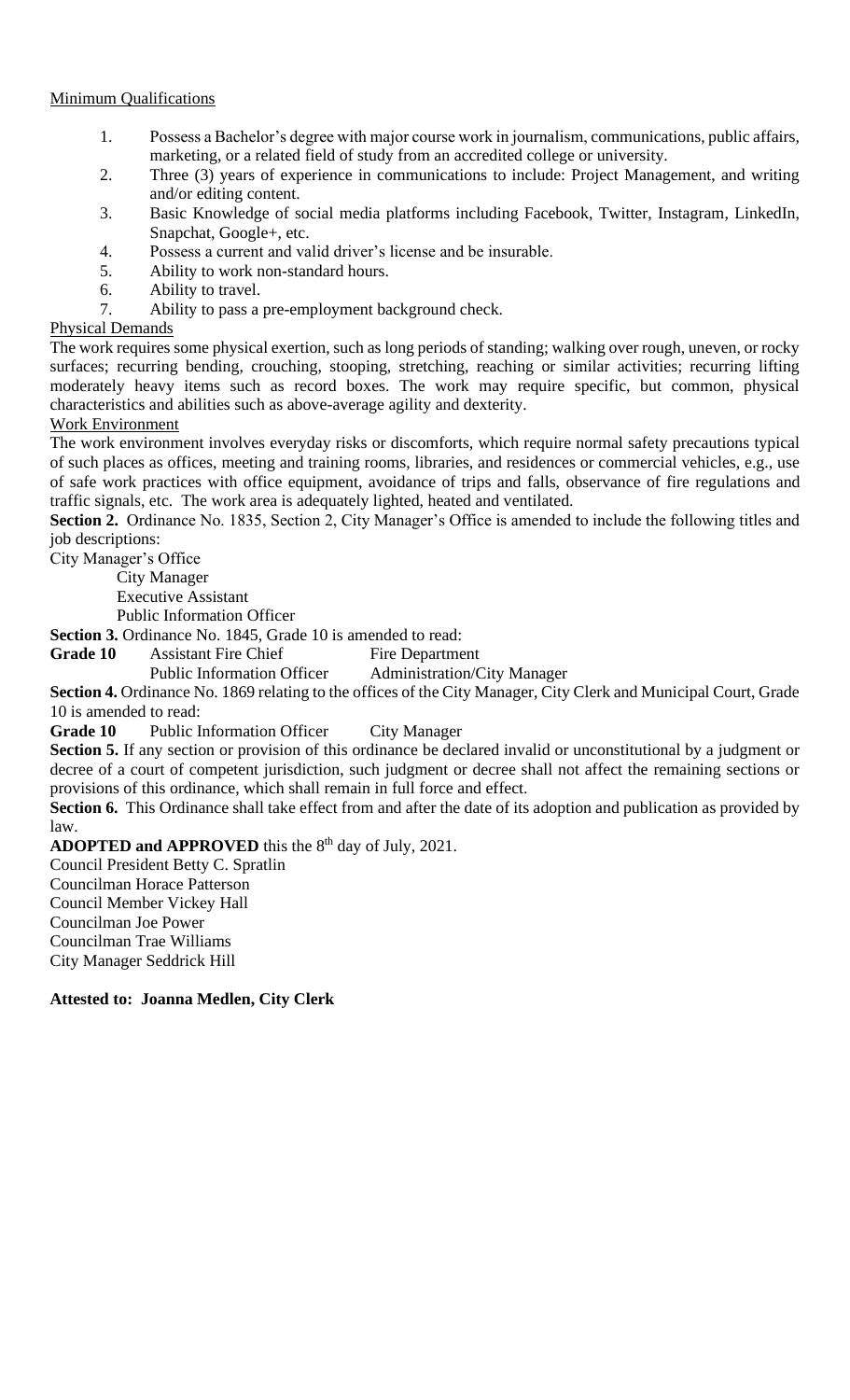Minimum Qualifications

1. Possess a Bachelor's degree with major course work in journalism, communications, public affairs, marketing, or a related field of study from an accredited college or university.
2. Three (3) years of experience in communications to include: Project Management, and writing and/or editing content.
3. Basic Knowledge of social media platforms including Facebook, Twitter, Instagram, LinkedIn, Snapchat, Google+, etc.
4. Possess a current and valid driver's license and be insurable.
5. Ability to work non-standard hours.
6. Ability to travel.
7. Ability to pass a pre-employment background check.

Physical Demands

The work requires some physical exertion, such as long periods of standing; walking over rough, uneven, or rocky surfaces; recurring bending, crouching, stooping, stretching, reaching or similar activities; recurring lifting moderately heavy items such as record boxes. The work may require specific, but common, physical characteristics and abilities such as above-average agility and dexterity.

Work Environment

The work environment involves everyday risks or discomforts, which require normal safety precautions typical of such places as offices, meeting and training rooms, libraries, and residences or commercial vehicles, e.g., use of safe work practices with office equipment, avoidance of trips and falls, observance of fire regulations and traffic signals, etc. The work area is adequately lighted, heated and ventilated.

**Section 2.** Ordinance No. 1835, Section 2, City Manager's Office is amended to include the following titles and job descriptions:

City Manager's Office

City Manager
Executive Assistant
Public Information Officer

**Section 3.** Ordinance No. 1845, Grade 10 is amended to read:

| | | |
|---|---|---|
| **Grade 10** | Assistant Fire Chief | Fire Department |
| | Public Information Officer | Administration/City Manager |

**Section 4.** Ordinance No. 1869 relating to the offices of the City Manager, City Clerk and Municipal Court, Grade 10 is amended to read:

| | | |
|---|---|---|
| **Grade 10** | Public Information Officer | City Manager |

**Section 5.** If any section or provision of this ordinance be declared invalid or unconstitutional by a judgment or decree of a court of competent jurisdiction, such judgment or decree shall not affect the remaining sections or provisions of this ordinance, which shall remain in full force and effect.

**Section 6.** This Ordinance shall take effect from and after the date of its adoption and publication as provided by law.

**ADOPTED and APPROVED** this the 8th day of July, 2021.

Council President Betty C. Spratlin
Councilman Horace Patterson
Council Member Vickey Hall
Councilman Joe Power
Councilman Trae Williams
City Manager Seddrick Hill

**Attested to: Joanna Medlen, City Clerk**